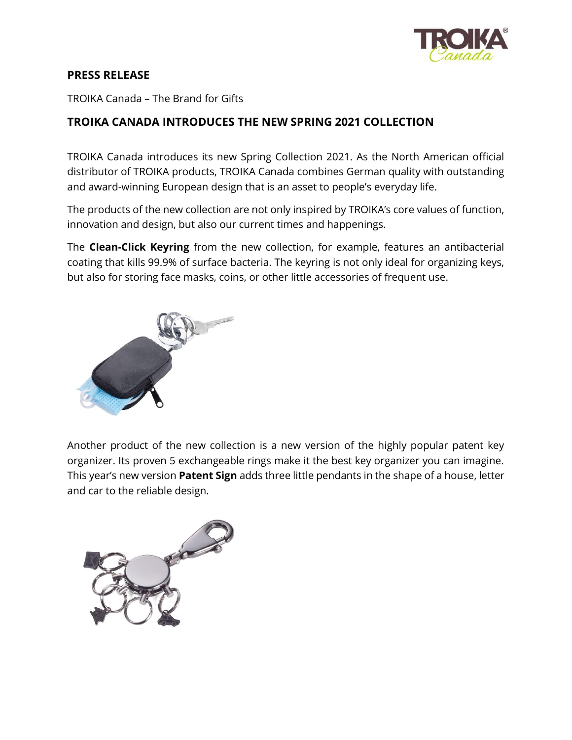**PRESS RELEASE**

TROIKA Canada – The Brand for Gifts

## TROIKA CANADA INTRODUCES THE NEW SPRING 2021 COLLECTION

TROIKA Canada introduces its new Spring Collection 2021. As the North American official distributor of TROIKA products, TROIKA Canada combines German quality with outstanding and award-winning European design that is an asset to people's everyday life.

The products of the new collection are not only inspired by TROIKA's core values of function, innovation and design, but also our current times and happenings.

The **Clean-Click Keyring** from the new collection, for example, features an antibacterial coating that kills 99.9% of surface bacteria. The keyring is not only ideal for organizing keys, but also for storing face masks, coins, or other little accessories of frequent use.

Another product of the new collection is a new version of the highly popular patent key organizer. Its proven 5 exchangeable rings make it the best key organizer you can imagine. This year's new version **Patent Sign** adds three little pendants in the shape of a house, letter and car to the reliable design.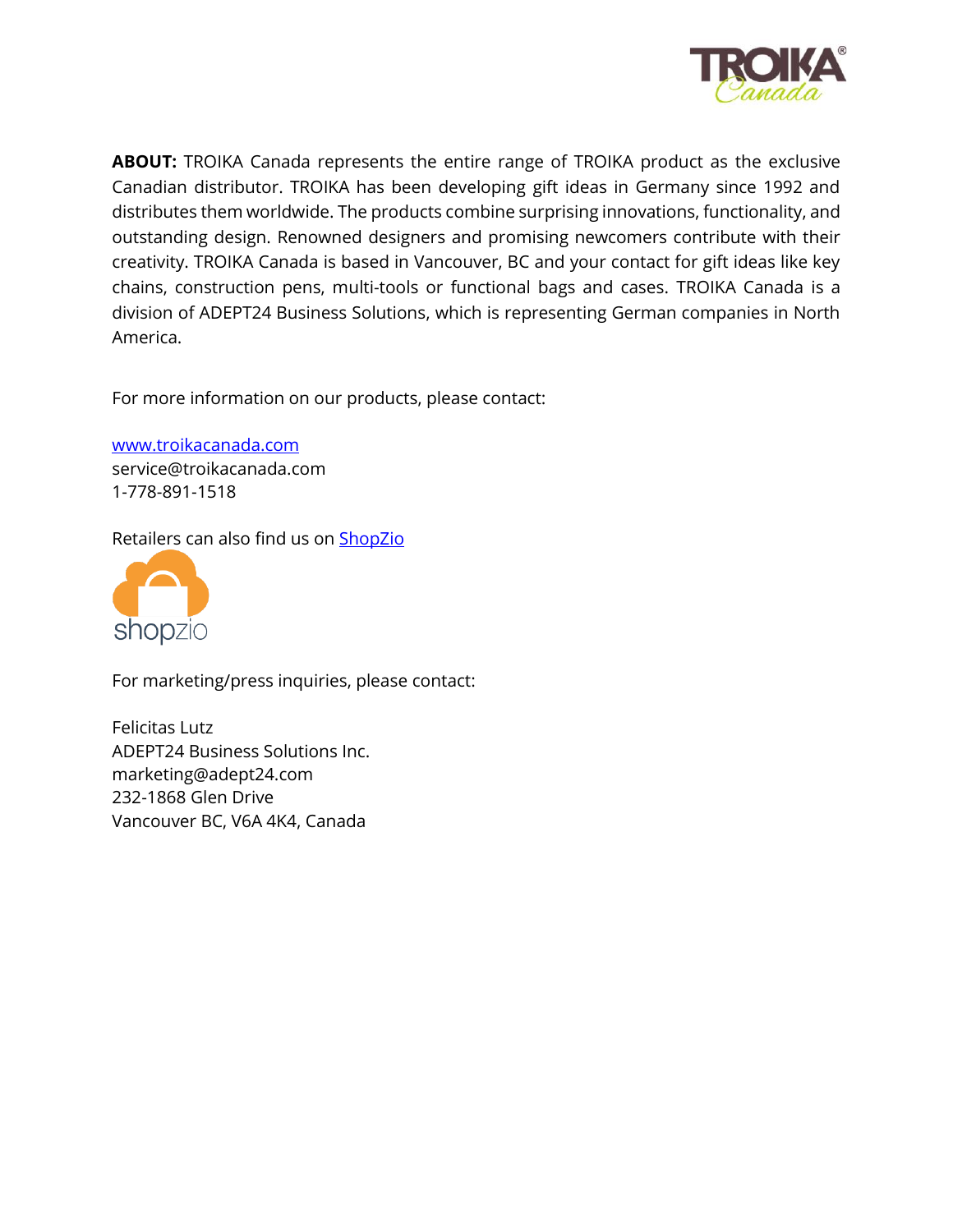**ABOUT:** TROIKA Canada represents the entire range of TROIKA product as the exclusive Canadian distributor. TROIKA has been developing gift ideas in Germany since 1992 and distributes them worldwide. The products combine surprising innovations, functionality, and outstanding design. Renowned designers and promising newcomers contribute with their creativity. TROIKA Canada is based in Vancouver, BC and your contact for gift ideas like key chains, construction pens, multi-tools or functional bags and cases. TROIKA Canada is a division of ADEPT24 Business Solutions, which is representing German companies in North America.

For more information on our products, please contact:

www.troikacanada.com
service@troikacanada.com
1-778-891-1518

Retailers can also find us on ShopZio

For marketing/press inquiries, please contact:

Felicitas Lutz
ADEPT24 Business Solutions Inc.
marketing@adept24.com
232-1868 Glen Drive
Vancouver BC, V6A 4K4, Canada